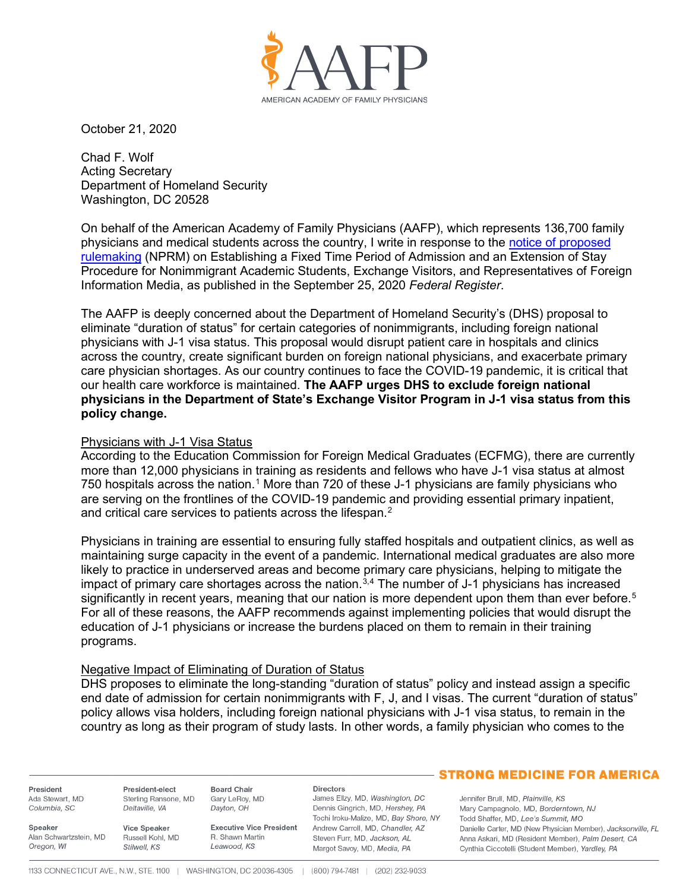AMERICAN ACADEMY OF FAMILY PHYSICIANS

October 21, 2020

Chad F. Wolf
Acting Secretary
Department of Homeland Security
Washington, DC 20528

On behalf of the American Academy of Family Physicians (AAFP), which represents 136,700 family physicians and medical students across the country, I write in response to the notice of proposed rulemaking (NPRM) on Establishing a Fixed Time Period of Admission and an Extension of Stay Procedure for Nonimmigrant Academic Students, Exchange Visitors, and Representatives of Foreign Information Media, as published in the September 25, 2020 *Federal Register*.

The AAFP is deeply concerned about the Department of Homeland Security's (DHS) proposal to eliminate "duration of status" for certain categories of nonimmigrants, including foreign national physicians with J-1 visa status. This proposal would disrupt patient care in hospitals and clinics across the country, create significant burden on foreign national physicians, and exacerbate primary care physician shortages. As our country continues to face the COVID-19 pandemic, it is critical that our health care workforce is maintained. **The AAFP urges DHS to exclude foreign national physicians in the Department of State's Exchange Visitor Program in J-1 visa status from this policy change.**

Physicians with J-1 Visa Status

According to the Education Commission for Foreign Medical Graduates (ECFMG), there are currently more than 12,000 physicians in training as residents and fellows who have J-1 visa status at almost 750 hospitals across the nation.[1] More than 720 of these J-1 physicians are family physicians who are serving on the frontlines of the COVID-19 pandemic and providing essential primary inpatient, and critical care services to patients across the lifespan.[2]

Physicians in training are essential to ensuring fully staffed hospitals and outpatient clinics, as well as maintaining surge capacity in the event of a pandemic. International medical graduates are also more likely to practice in underserved areas and become primary care physicians, helping to mitigate the impact of primary care shortages across the nation.[3,4] The number of J-1 physicians has increased significantly in recent years, meaning that our nation is more dependent upon them than ever before.[5] For all of these reasons, the AAFP recommends against implementing policies that would disrupt the education of J-1 physicians or increase the burdens placed on them to remain in their training programs.

Negative Impact of Eliminating of Duration of Status

DHS proposes to eliminate the long-standing "duration of status" policy and instead assign a specific end date of admission for certain nonimmigrants with F, J, and I visas. The current "duration of status" policy allows visa holders, including foreign national physicians with J-1 visa status, to remain in the country as long as their program of study lasts. In other words, a family physician who comes to the

STRONG MEDICINE FOR AMERICA

| President | President-elect | Board Chair | Directors | |
|---|---|---|---|---|
| Ada Stewart, MD, *Columbia, SC* | Sterling Ransone, MD, *Deltaville, VA* | Gary LeRoy, MD, *Dayton, OH* | James Ellzy, MD, *Washington, DC* | Jennifer Brull, MD, *Plainville, KS* |
| | | | Dennis Gingrich, MD, *Hershey, PA* | Mary Campagnolo, MD, *Borderntown, NJ* |
| | | | Tochi Iroku-Malize, MD, *Bay Shore, NY* | Todd Shaffer, MD, *Lee's Summit, MO* |
| **Speaker** | **Vice Speaker** | **Executive Vice President** | Andrew Carroll, MD, *Chandler, AZ* | Danielle Carter, MD (New Physician Member), *Jacksonville, FL* |
| Alan Schwartzstein, MD, *Oregon, WI* | Russell Kohl, MD, *Stilwell, KS* | R. Shawn Martin, *Leawood, KS* | Steven Furr, MD, *Jackson, AL* | Anna Askari, MD (Resident Member), *Palm Desert, CA* |
| | | | Margot Savoy, MD, *Media, PA* | Cynthia Ciccotelli (Student Member), *Yardley, PA* |

1133 CONNECTICUT AVE., N.W., STE. 1100 | WASHINGTON, DC 20036-4305 | (800) 794-7481 | (202) 232-9033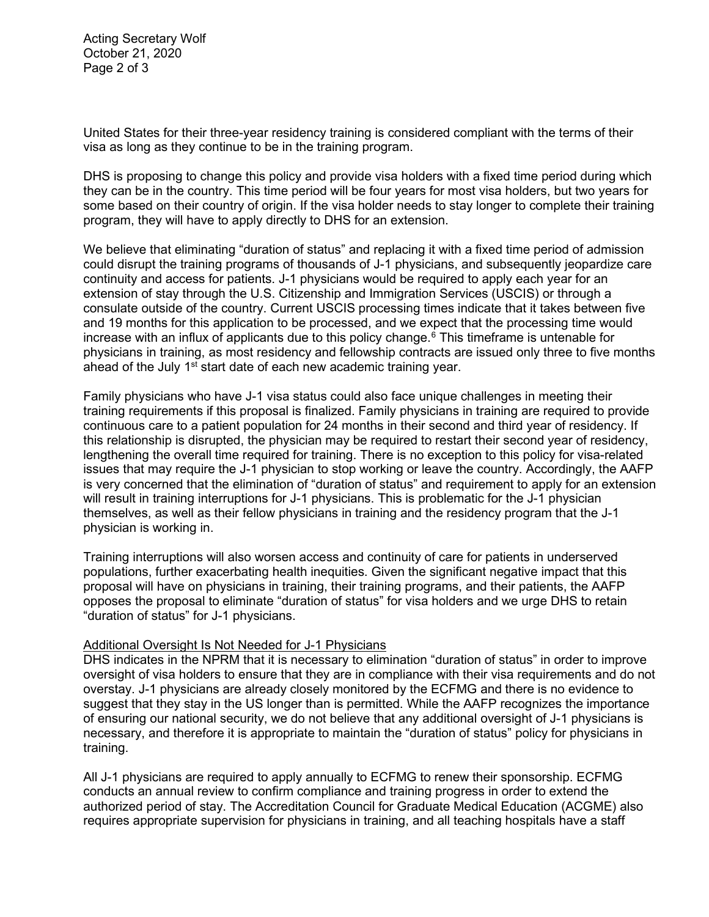United States for their three-year residency training is considered compliant with the terms of their visa as long as they continue to be in the training program.

DHS is proposing to change this policy and provide visa holders with a fixed time period during which they can be in the country. This time period will be four years for most visa holders, but two years for some based on their country of origin. If the visa holder needs to stay longer to complete their training program, they will have to apply directly to DHS for an extension.

We believe that eliminating "duration of status" and replacing it with a fixed time period of admission could disrupt the training programs of thousands of J-1 physicians, and subsequently jeopardize care continuity and access for patients. J-1 physicians would be required to apply each year for an extension of stay through the U.S. Citizenship and Immigration Services (USCIS) or through a consulate outside of the country. Current USCIS processing times indicate that it takes between five and 19 months for this application to be processed, and we expect that the processing time would increase with an influx of applicants due to this policy change.[6] This timeframe is untenable for physicians in training, as most residency and fellowship contracts are issued only three to five months ahead of the July 1st start date of each new academic training year.

Family physicians who have J-1 visa status could also face unique challenges in meeting their training requirements if this proposal is finalized. Family physicians in training are required to provide continuous care to a patient population for 24 months in their second and third year of residency. If this relationship is disrupted, the physician may be required to restart their second year of residency, lengthening the overall time required for training. There is no exception to this policy for visa-related issues that may require the J-1 physician to stop working or leave the country. Accordingly, the AAFP is very concerned that the elimination of "duration of status" and requirement to apply for an extension will result in training interruptions for J-1 physicians. This is problematic for the J-1 physician themselves, as well as their fellow physicians in training and the residency program that the J-1 physician is working in.

Training interruptions will also worsen access and continuity of care for patients in underserved populations, further exacerbating health inequities. Given the significant negative impact that this proposal will have on physicians in training, their training programs, and their patients, the AAFP opposes the proposal to eliminate "duration of status" for visa holders and we urge DHS to retain "duration of status" for J-1 physicians.

<u>Additional Oversight Is Not Needed for J-1 Physicians</u>

DHS indicates in the NPRM that it is necessary to elimination "duration of status" in order to improve oversight of visa holders to ensure that they are in compliance with their visa requirements and do not overstay. J-1 physicians are already closely monitored by the ECFMG and there is no evidence to suggest that they stay in the US longer than is permitted. While the AAFP recognizes the importance of ensuring our national security, we do not believe that any additional oversight of J-1 physicians is necessary, and therefore it is appropriate to maintain the "duration of status" policy for physicians in training.

All J-1 physicians are required to apply annually to ECFMG to renew their sponsorship. ECFMG conducts an annual review to confirm compliance and training progress in order to extend the authorized period of stay. The Accreditation Council for Graduate Medical Education (ACGME) also requires appropriate supervision for physicians in training, and all teaching hospitals have a staff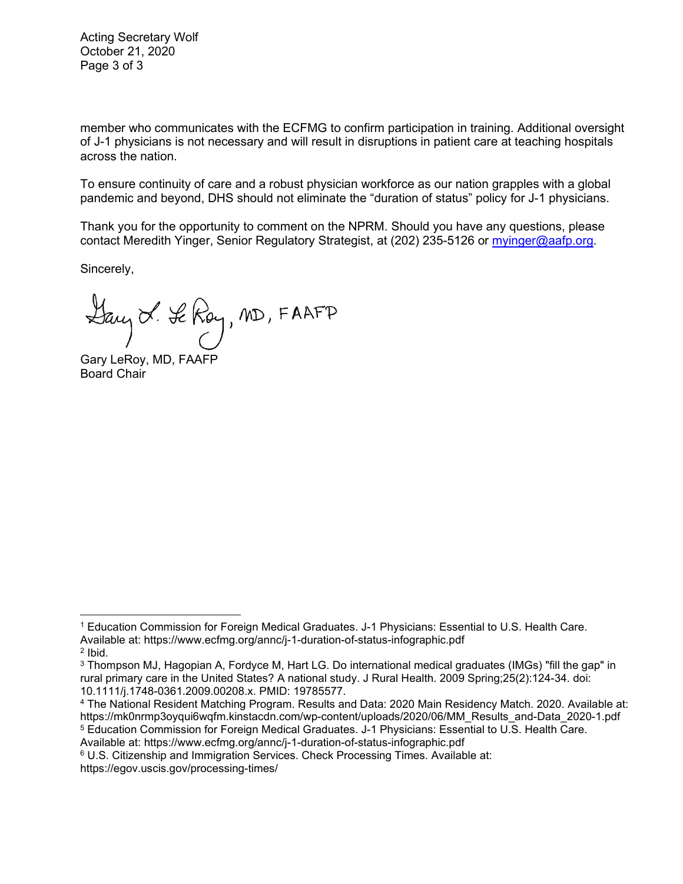member who communicates with the ECFMG to confirm participation in training. Additional oversight of J-1 physicians is not necessary and will result in disruptions in patient care at teaching hospitals across the nation.

To ensure continuity of care and a robust physician workforce as our nation grapples with a global pandemic and beyond, DHS should not eliminate the "duration of status" policy for J-1 physicians.

Thank you for the opportunity to comment on the NPRM. Should you have any questions, please contact Meredith Yinger, Senior Regulatory Strategist, at (202) 235-5126 or myinger@aafp.org.

Sincerely,

Gary L. Le Roy, MD, FAAFP

Gary LeRoy, MD, FAAFP
Board Chair

---

[1] Education Commission for Foreign Medical Graduates. J-1 Physicians: Essential to U.S. Health Care. Available at: https://www.ecfmg.org/annc/j-1-duration-of-status-infographic.pdf

[2] Ibid.

[3] Thompson MJ, Hagopian A, Fordyce M, Hart LG. Do international medical graduates (IMGs) "fill the gap" in rural primary care in the United States? A national study. J Rural Health. 2009 Spring;25(2):124-34. doi: 10.1111/j.1748-0361.2009.00208.x. PMID: 19785577.

[4] The National Resident Matching Program. Results and Data: 2020 Main Residency Match. 2020. Available at: https://mk0nrmp3oyqui6wqfm.kinstacdn.com/wp-content/uploads/2020/06/MM_Results_and-Data_2020-1.pdf

[5] Education Commission for Foreign Medical Graduates. J-1 Physicians: Essential to U.S. Health Care. Available at: https://www.ecfmg.org/annc/j-1-duration-of-status-infographic.pdf

[6] U.S. Citizenship and Immigration Services. Check Processing Times. Available at: https://egov.uscis.gov/processing-times/